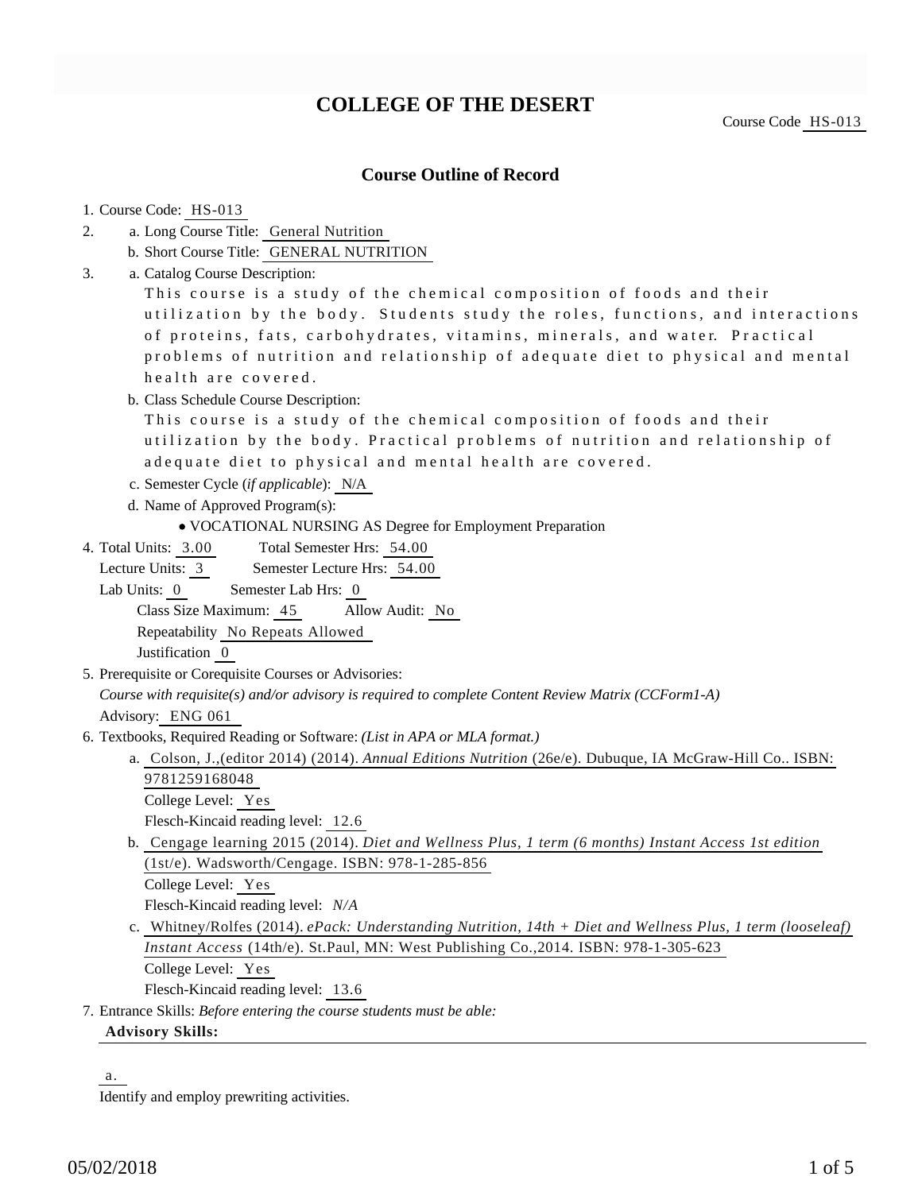# COLLEGE OF THE DESERT

Course Code HS-013

## Course Outline of Record

1. Course Code: HS-013
2. a. Long Course Title: General Nutrition
   b. Short Course Title: GENERAL NUTRITION
3. a. Catalog Course Description:
   This course is a study of the chemical composition of foods and their utilization by the body. Students study the roles, functions, and interactions of proteins, fats, carbohydrates, vitamins, minerals, and water. Practical problems of nutrition and relationship of adequate diet to physical and mental health are covered.
   b. Class Schedule Course Description:
   This course is a study of the chemical composition of foods and their utilization by the body. Practical problems of nutrition and relationship of adequate diet to physical and mental health are covered.
   c. Semester Cycle (*if applicable*): N/A
   d. Name of Approved Program(s):
      - VOCATIONAL NURSING AS Degree for Employment Preparation
4. Total Units: 3.00 Total Semester Hrs: 54.00
   Lecture Units: 3 Semester Lecture Hrs: 54.00
   Lab Units: 0 Semester Lab Hrs: 0
   Class Size Maximum: 45 Allow Audit: No
   Repeatability No Repeats Allowed
   Justification 0
5. Prerequisite or Corequisite Courses or Advisories:
   *Course with requisite(s) and/or advisory is required to complete Content Review Matrix (CCForm1-A)*
   Advisory: ENG 061
6. Textbooks, Required Reading or Software: *(List in APA or MLA format.)*
   a. Colson, J.,(editor 2014) (2014). *Annual Editions Nutrition* (26e/e). Dubuque, IA McGraw-Hill Co.. ISBN: 9781259168048
      College Level: Yes
      Flesch-Kincaid reading level: 12.6
   b. Cengage learning 2015 (2014). *Diet and Wellness Plus, 1 term (6 months) Instant Access 1st edition* (1st/e). Wadsworth/Cengage. ISBN: 978-1-285-856
      College Level: Yes
      Flesch-Kincaid reading level: *N/A*
   c. Whitney/Rolfes (2014). *ePack: Understanding Nutrition, 14th + Diet and Wellness Plus, 1 term (looseleaf) Instant Access* (14th/e). St.Paul, MN: West Publishing Co.,2014. ISBN: 978-1-305-623
      College Level: Yes
      Flesch-Kincaid reading level: 13.6
7. Entrance Skills: *Before entering the course students must be able:*

**Advisory Skills:**

a.
Identify and employ prewriting activities.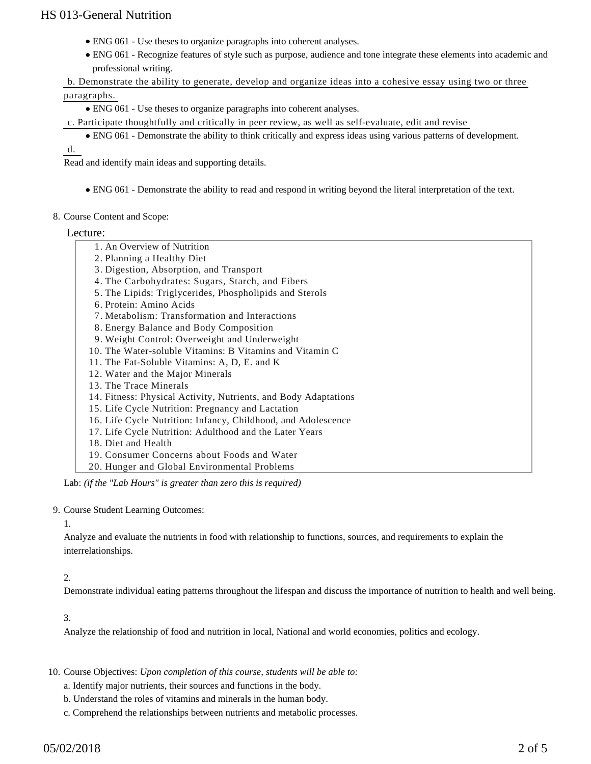- ENG 061 - Use theses to organize paragraphs into coherent analyses.
- ENG 061 - Recognize features of style such as purpose, audience and tone integrate these elements into academic and professional writing.

b. Demonstrate the ability to generate, develop and organize ideas into a cohesive essay using two or three paragraphs.

- ENG 061 - Use theses to organize paragraphs into coherent analyses.

c. Participate thoughtfully and critically in peer review, as well as self-evaluate, edit and revise

- ENG 061 - Demonstrate the ability to think critically and express ideas using various patterns of development.

d.

Read and identify main ideas and supporting details.

- ENG 061 - Demonstrate the ability to read and respond in writing beyond the literal interpretation of the text.

8. Course Content and Scope:

Lecture:

1. An Overview of Nutrition
2. Planning a Healthy Diet
3. Digestion, Absorption, and Transport
4. The Carbohydrates: Sugars, Starch, and Fibers
5. The Lipids: Triglycerides, Phospholipids and Sterols
6. Protein: Amino Acids
7. Metabolism: Transformation and Interactions
8. Energy Balance and Body Composition
9. Weight Control: Overweight and Underweight
10. The Water-soluble Vitamins: B Vitamins and Vitamin C
11. The Fat-Soluble Vitamins: A, D, E. and K
12. Water and the Major Minerals
13. The Trace Minerals
14. Fitness: Physical Activity, Nutrients, and Body Adaptations
15. Life Cycle Nutrition: Pregnancy and Lactation
16. Life Cycle Nutrition: Infancy, Childhood, and Adolescence
17. Life Cycle Nutrition: Adulthood and the Later Years
18. Diet and Health
19. Consumer Concerns about Foods and Water
20. Hunger and Global Environmental Problems

Lab: *(if the "Lab Hours" is greater than zero this is required)*

9. Course Student Learning Outcomes:

1.

Analyze and evaluate the nutrients in food with relationship to functions, sources, and requirements to explain the interrelationships.

2.

Demonstrate individual eating patterns throughout the lifespan and discuss the importance of nutrition to health and well being.

3.

Analyze the relationship of food and nutrition in local, National and world economies, politics and ecology.

10. Course Objectives: *Upon completion of this course, students will be able to:*

a. Identify major nutrients, their sources and functions in the body.

b. Understand the roles of vitamins and minerals in the human body.

c. Comprehend the relationships between nutrients and metabolic processes.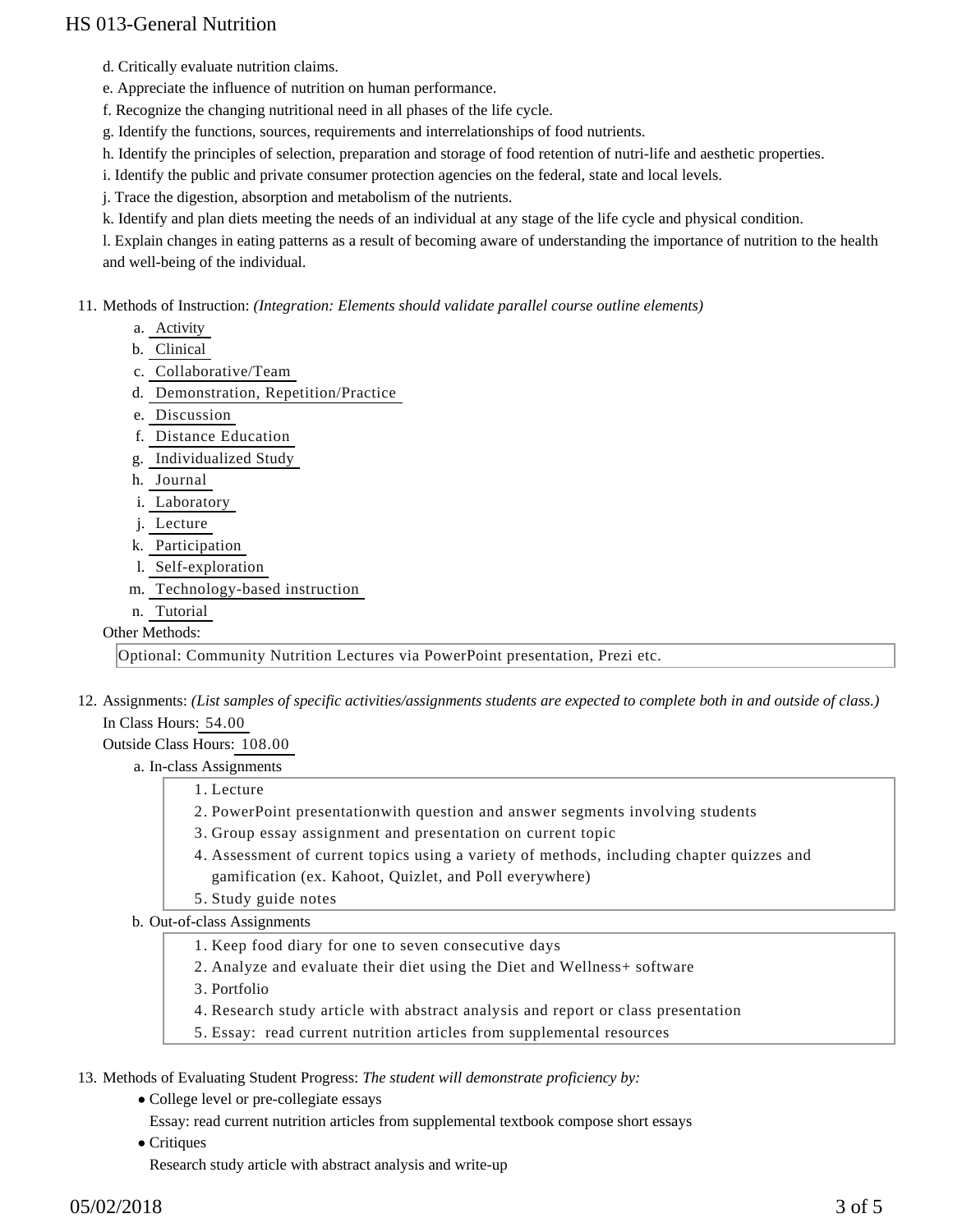d. Critically evaluate nutrition claims.

e. Appreciate the influence of nutrition on human performance.

f. Recognize the changing nutritional need in all phases of the life cycle.

g. Identify the functions, sources, requirements and interrelationships of food nutrients.

h. Identify the principles of selection, preparation and storage of food retention of nutri-life and aesthetic properties.

i. Identify the public and private consumer protection agencies on the federal, state and local levels.

j. Trace the digestion, absorption and metabolism of the nutrients.

k. Identify and plan diets meeting the needs of an individual at any stage of the life cycle and physical condition.

l. Explain changes in eating patterns as a result of becoming aware of understanding the importance of nutrition to the health and well-being of the individual.

11. Methods of Instruction: *(Integration: Elements should validate parallel course outline elements)*

    a. Activity
    b. Clinical
    c. Collaborative/Team
    d. Demonstration, Repetition/Practice
    e. Discussion
    f. Distance Education
    g. Individualized Study
    h. Journal
    i. Laboratory
    j. Lecture
    k. Participation
    l. Self-exploration
    m. Technology-based instruction
    n. Tutorial

    Other Methods:

    Optional: Community Nutrition Lectures via PowerPoint presentation, Prezi etc.

12. Assignments: *(List samples of specific activities/assignments students are expected to complete both in and outside of class.)*

    In Class Hours: 54.00

    Outside Class Hours: 108.00

    a. In-class Assignments
        1. Lecture
        2. PowerPoint presentationwith question and answer segments involving students
        3. Group essay assignment and presentation on current topic
        4. Assessment of current topics using a variety of methods, including chapter quizzes and gamification (ex. Kahoot, Quizlet, and Poll everywhere)
        5. Study guide notes

    b. Out-of-class Assignments
        1. Keep food diary for one to seven consecutive days
        2. Analyze and evaluate their diet using the Diet and Wellness+ software
        3. Portfolio
        4. Research study article with abstract analysis and report or class presentation
        5. Essay: read current nutrition articles from supplemental resources

13. Methods of Evaluating Student Progress: *The student will demonstrate proficiency by:*

    - College level or pre-collegiate essays

      Essay: read current nutrition articles from supplemental textbook compose short essays

    - Critiques

      Research study article with abstract analysis and write-up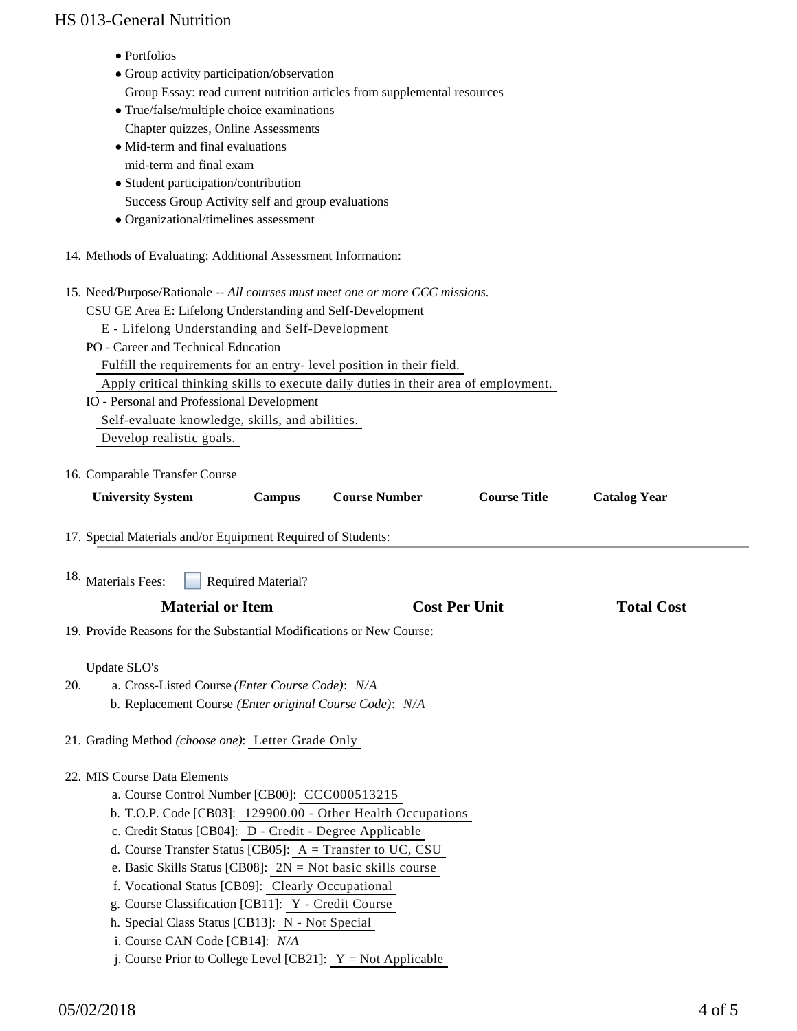- Portfolios
- Group activity participation/observation
  Group Essay: read current nutrition articles from supplemental resources
- True/false/multiple choice examinations
  Chapter quizzes, Online Assessments
- Mid-term and final evaluations
  mid-term and final exam
- Student participation/contribution
  Success Group Activity self and group evaluations
- Organizational/timelines assessment

14. Methods of Evaluating: Additional Assessment Information:

15. Need/Purpose/Rationale -- *All courses must meet one or more CCC missions.*
    CSU GE Area E: Lifelong Understanding and Self-Development
    E - Lifelong Understanding and Self-Development
    PO - Career and Technical Education
    Fulfill the requirements for an entry- level position in their field.
    Apply critical thinking skills to execute daily duties in their area of employment.
    IO - Personal and Professional Development
    Self-evaluate knowledge, skills, and abilities.
    Develop realistic goals.

16. Comparable Transfer Course

| University System | Campus | Course Number | Course Title | Catalog Year |
|---|---|---|---|---|

17. Special Materials and/or Equipment Required of Students:

18. Materials Fees: ☐ Required Material?

| Material or Item | Cost Per Unit | Total Cost |
|---|---|---|

19. Provide Reasons for the Substantial Modifications or New Course:

    Update SLO's

20. a. Cross-Listed Course *(Enter Course Code)*: *N/A*
    b. Replacement Course *(Enter original Course Code)*: *N/A*

21. Grading Method *(choose one)*: Letter Grade Only

22. MIS Course Data Elements
    a. Course Control Number [CB00]: CCC000513215
    b. T.O.P. Code [CB03]: 129900.00 - Other Health Occupations
    c. Credit Status [CB04]: D - Credit - Degree Applicable
    d. Course Transfer Status [CB05]: A = Transfer to UC, CSU
    e. Basic Skills Status [CB08]: 2N = Not basic skills course
    f. Vocational Status [CB09]: Clearly Occupational
    g. Course Classification [CB11]: Y - Credit Course
    h. Special Class Status [CB13]: N - Not Special
    i. Course CAN Code [CB14]: *N/A*
    j. Course Prior to College Level [CB21]: Y = Not Applicable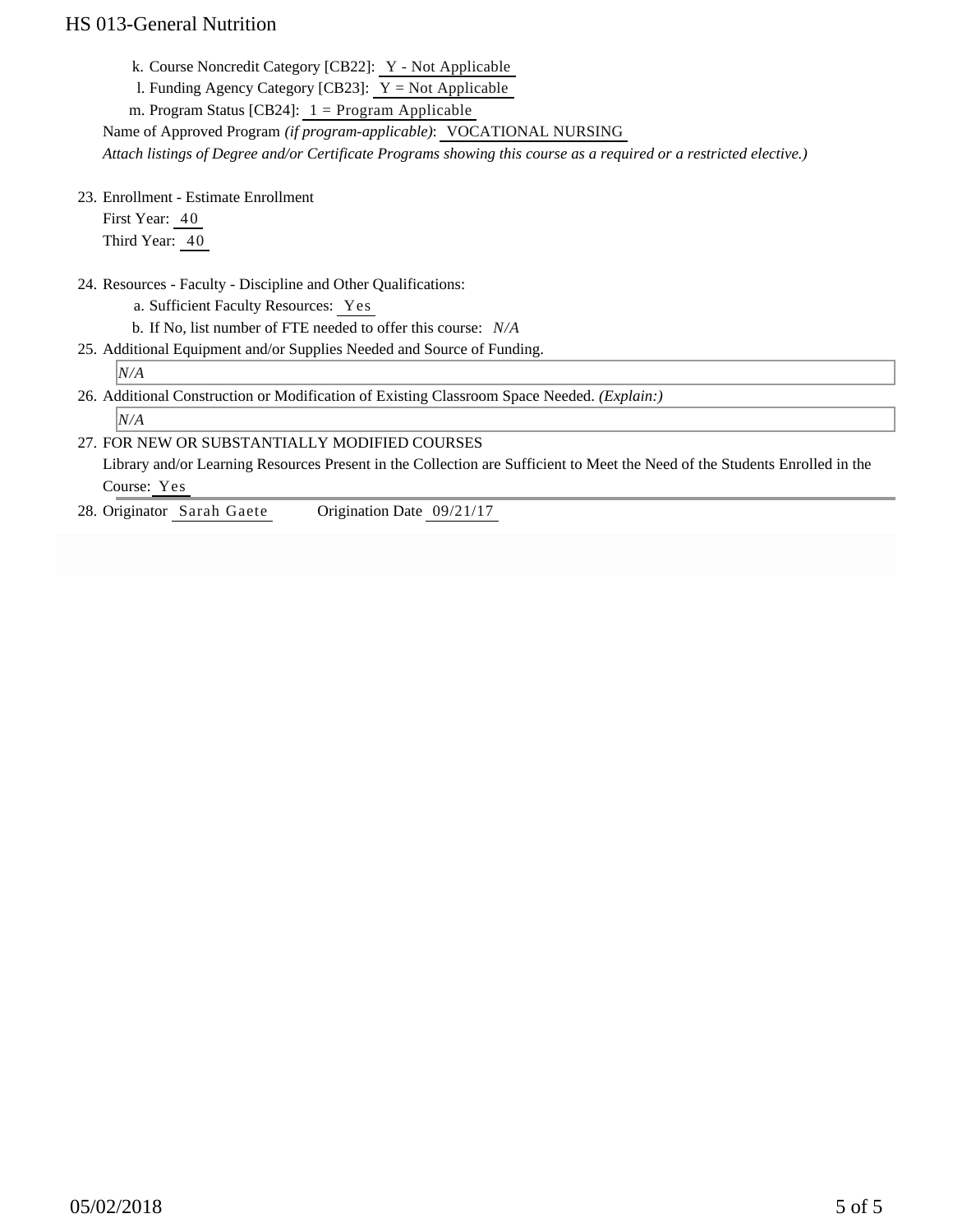k. Course Noncredit Category [CB22]: Y - Not Applicable

l. Funding Agency Category [CB23]: Y = Not Applicable

m. Program Status [CB24]: 1 = Program Applicable

Name of Approved Program *(if program-applicable)*: VOCATIONAL NURSING

*Attach listings of Degree and/or Certificate Programs showing this course as a required or a restricted elective.)*

23. Enrollment - Estimate Enrollment

First Year: 40

Third Year: 40

24. Resources - Faculty - Discipline and Other Qualifications:

a. Sufficient Faculty Resources: Yes

b. If No, list number of FTE needed to offer this course: *N/A*

25. Additional Equipment and/or Supplies Needed and Source of Funding.

*N/A*

26. Additional Construction or Modification of Existing Classroom Space Needed. *(Explain:)*

*N/A*

27. FOR NEW OR SUBSTANTIALLY MODIFIED COURSES

Library and/or Learning Resources Present in the Collection are Sufficient to Meet the Need of the Students Enrolled in the Course: Yes

28. Originator Sarah Gaete  Origination Date 09/21/17